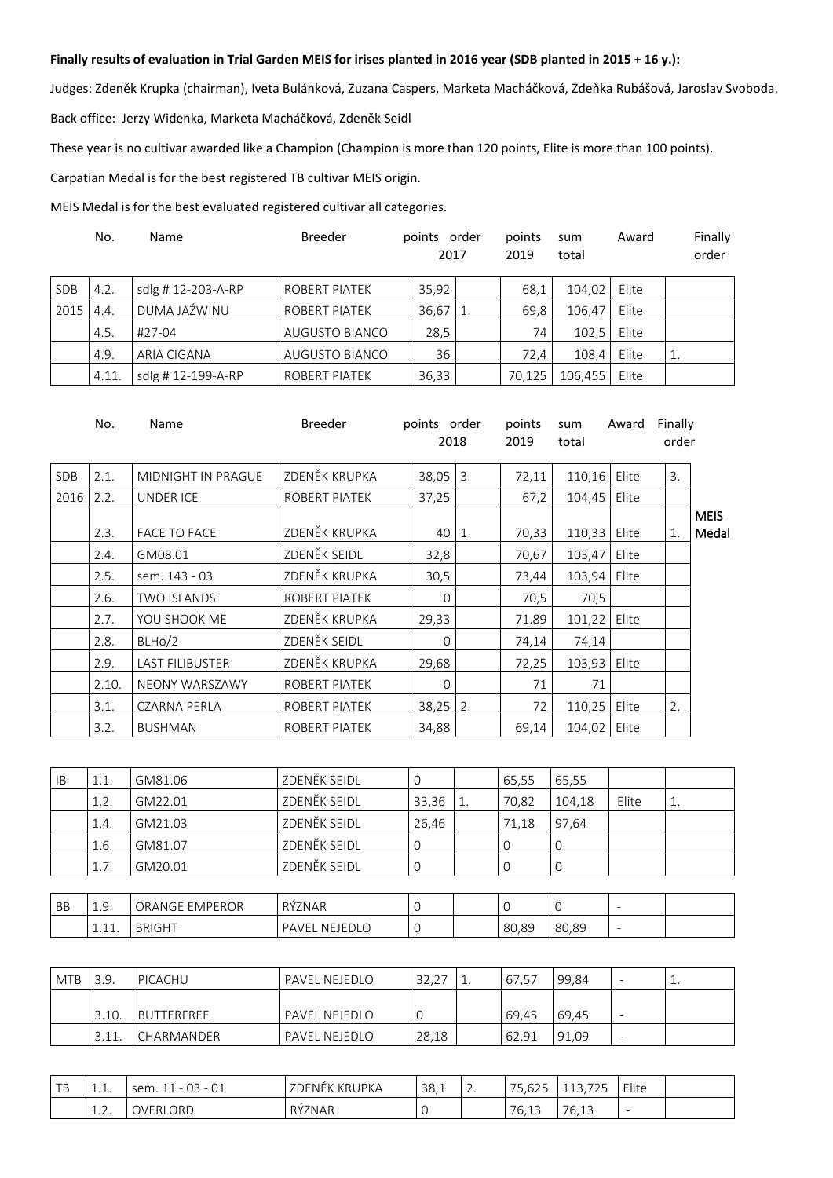**Finally results of evaluation in Trial Garden MEIS for irises planted in 2016 year (SDB planted in 2015 + 16 y.):**

Judges: Zdeněk Krupka (chairman), Iveta Bulánková, Zuzana Caspers, Marketa Macháčková, Zdeňka Rubášová, Jaroslav Svoboda.

Back office: Jerzy Widenka, Marketa Macháčková, Zdeněk Seidl

These year is no cultivar awarded like a Champion (Champion is more than 120 points, Elite is more than 100 points).

Carpatian Medal is for the best registered TB cultivar MEIS origin.

MEIS Medal is for the best evaluated registered cultivar all categories.

| | No. | Name | Breeder | points 2017 | order 2017 | points 2019 | sum total | Award | Finally order |
|---|---|---|---|---|---|---|---|---|---|
| SDB | 4.2. | sdlg # 12-203-A-RP | ROBERT PIATEK | 35,92 | | 68,1 | 104,02 | Elite | |
| 2015 | 4.4. | DUMA JAŹWINU | ROBERT PIATEK | 36,67 | 1. | 69,8 | 106,47 | Elite | |
| | 4.5. | #27-04 | AUGUSTO BIANCO | 28,5 | | 74 | 102,5 | Elite | |
| | 4.9. | ARIA CIGANA | AUGUSTO BIANCO | 36 | | 72,4 | 108,4 | Elite | 1. |
| | 4.11. | sdlg # 12-199-A-RP | ROBERT PIATEK | 36,33 | | 70,125 | 106,455 | Elite | |

| | No. | Name | Breeder | points 2018 | order 2018 | points 2019 | sum total | Award | Finally order | |
|---|---|---|---|---|---|---|---|---|---|---|
| SDB | 2.1. | MIDNIGHT IN PRAGUE | ZDENĚK KRUPKA | 38,05 | 3. | 72,11 | 110,16 | Elite | 3. | |
| 2016 | 2.2. | UNDER ICE | ROBERT PIATEK | 37,25 | | 67,2 | 104,45 | Elite | | |
| | 2.3. | FACE TO FACE | ZDENĚK KRUPKA | 40 | 1. | 70,33 | 110,33 | Elite | 1. | MEIS Medal |
| | 2.4. | GM08.01 | ZDENĚK SEIDL | 32,8 | | 70,67 | 103,47 | Elite | | |
| | 2.5. | sem. 143 - 03 | ZDENĚK KRUPKA | 30,5 | | 73,44 | 103,94 | Elite | | |
| | 2.6. | TWO ISLANDS | ROBERT PIATEK | 0 | | 70,5 | 70,5 | | | |
| | 2.7. | YOU SHOOK ME | ZDENĚK KRUPKA | 29,33 | | 71.89 | 101,22 | Elite | | |
| | 2.8. | BLHo/2 | ZDENĚK SEIDL | 0 | | 74,14 | 74,14 | | | |
| | 2.9. | LAST FILIBUSTER | ZDENĚK KRUPKA | 29,68 | | 72,25 | 103,93 | Elite | | |
| | 2.10. | NEONY WARSZAWY | ROBERT PIATEK | 0 | | 71 | 71 | | | |
| | 3.1. | CZARNA PERLA | ROBERT PIATEK | 38,25 | 2. | 72 | 110,25 | Elite | 2. | |
| | 3.2. | BUSHMAN | ROBERT PIATEK | 34,88 | | 69,14 | 104,02 | Elite | | |

| | No. | Name | Breeder | points 2018 | order 2018 | points 2019 | sum total | Award | Finally order |
|---|---|---|---|---|---|---|---|---|---|
| IB | 1.1. | GM81.06 | ZDENĚK SEIDL | 0 | | 65,55 | 65,55 | | |
| | 1.2. | GM22.01 | ZDENĚK SEIDL | 33,36 | 1. | 70,82 | 104,18 | Elite | 1. |
| | 1.4. | GM21.03 | ZDENĚK SEIDL | 26,46 | | 71,18 | 97,64 | | |
| | 1.6. | GM81.07 | ZDENĚK SEIDL | 0 | | 0 | 0 | | |
| | 1.7. | GM20.01 | ZDENĚK SEIDL | 0 | | 0 | 0 | | |
| BB | 1.9. | ORANGE EMPEROR | RÝZNAR | 0 | | 0 | 0 | - | |
| | 1.11. | BRIGHT | PAVEL NEJEDLO | 0 | | 80,89 | 80,89 | - | |
| MTB | 3.9. | PICACHU | PAVEL NEJEDLO | 32,27 | 1. | 67,57 | 99,84 | - | 1. |
| | 3.10. | BUTTERFREE | PAVEL NEJEDLO | 0 | | 69,45 | 69,45 | - | |
| | 3.11. | CHARMANDER | PAVEL NEJEDLO | 28,18 | | 62,91 | 91,09 | - | |
| TB | 1.1. | sem. 11 - 03 - 01 | ZDENĚK KRUPKA | 38,1 | 2. | 75,625 | 113,725 | Elite | |
| | 1.2. | OVERLORD | RÝZNAR | 0 | | 76,13 | 76,13 | - | |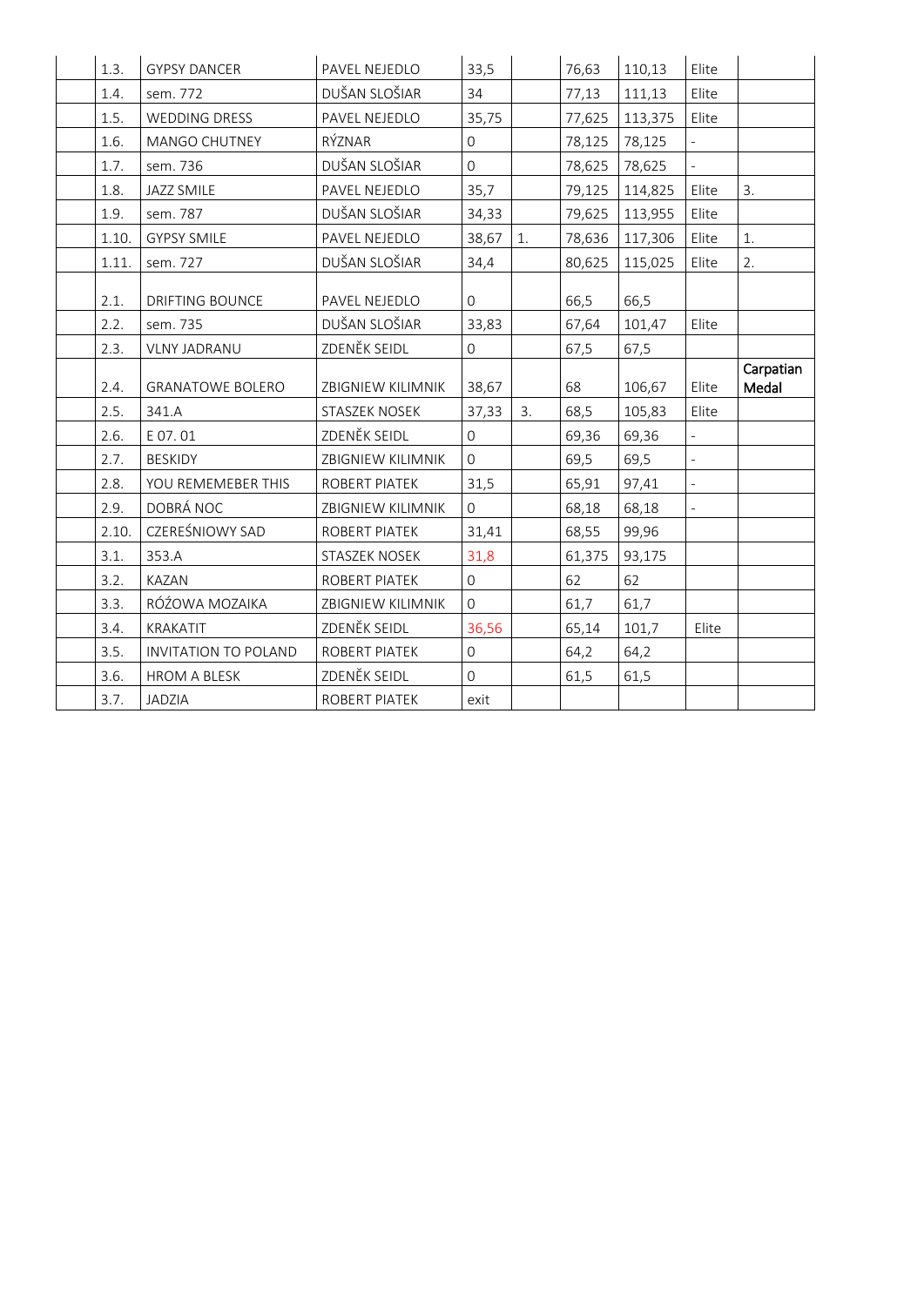| | | | | | | | | | |
|---|---|---|---|---|---|---|---|---|---|
| | 1.3. | GYPSY DANCER | PAVEL NEJEDLO | 33,5 | | 76,63 | 110,13 | Elite | |
| | 1.4. | sem. 772 | DUŠAN SLOŠIAR | 34 | | 77,13 | 111,13 | Elite | |
| | 1.5. | WEDDING DRESS | PAVEL NEJEDLO | 35,75 | | 77,625 | 113,375 | Elite | |
| | 1.6. | MANGO CHUTNEY | RÝZNAR | 0 | | 78,125 | 78,125 | - | |
| | 1.7. | sem. 736 | DUŠAN SLOŠIAR | 0 | | 78,625 | 78,625 | - | |
| | 1.8. | JAZZ SMILE | PAVEL NEJEDLO | 35,7 | | 79,125 | 114,825 | Elite | 3. |
| | 1.9. | sem. 787 | DUŠAN SLOŠIAR | 34,33 | | 79,625 | 113,955 | Elite | |
| | 1.10. | GYPSY SMILE | PAVEL NEJEDLO | 38,67 | 1. | 78,636 | 117,306 | Elite | 1. |
| | 1.11. | sem. 727 | DUŠAN SLOŠIAR | 34,4 | | 80,625 | 115,025 | Elite | 2. |
| | 2.1. | DRIFTING BOUNCE | PAVEL NEJEDLO | 0 | | 66,5 | 66,5 | | |
| | 2.2. | sem. 735 | DUŠAN SLOŠIAR | 33,83 | | 67,64 | 101,47 | Elite | |
| | 2.3. | VLNY JADRANU | ZDENĚK SEIDL | 0 | | 67,5 | 67,5 | | |
| | 2.4. | GRANATOWE BOLERO | ZBIGNIEW KILIMNIK | 38,67 | | 68 | 106,67 | Elite | **Carpatian Medal** |
| | 2.5. | 341.A | STASZEK NOSEK | 37,33 | 3. | 68,5 | 105,83 | Elite | |
| | 2.6. | E 07. 01 | ZDENĚK SEIDL | 0 | | 69,36 | 69,36 | - | |
| | 2.7. | BESKIDY | ZBIGNIEW KILIMNIK | 0 | | 69,5 | 69,5 | - | |
| | 2.8. | YOU REMEMEBER THIS | ROBERT PIATEK | 31,5 | | 65,91 | 97,41 | - | |
| | 2.9. | DOBRÁ NOC | ZBIGNIEW KILIMNIK | 0 | | 68,18 | 68,18 | - | |
| | 2.10. | CZEREŚNIOWY SAD | ROBERT PIATEK | 31,41 | | 68,55 | 99,96 | | |
| | 3.1. | 353.A | STASZEK NOSEK | 31,8 | | 61,375 | 93,175 | | |
| | 3.2. | KAZAN | ROBERT PIATEK | 0 | | 62 | 62 | | |
| | 3.3. | RÓŹOWA MOZAIKA | ZBIGNIEW KILIMNIK | 0 | | 61,7 | 61,7 | | |
| | 3.4. | KRAKATIT | ZDENĚK SEIDL | 36,56 | | 65,14 | 101,7 | Elite | |
| | 3.5. | INVITATION TO POLAND | ROBERT PIATEK | 0 | | 64,2 | 64,2 | | |
| | 3.6. | HROM A BLESK | ZDENĚK SEIDL | 0 | | 61,5 | 61,5 | | |
| | 3.7. | JADZIA | ROBERT PIATEK | exit | | | | | |